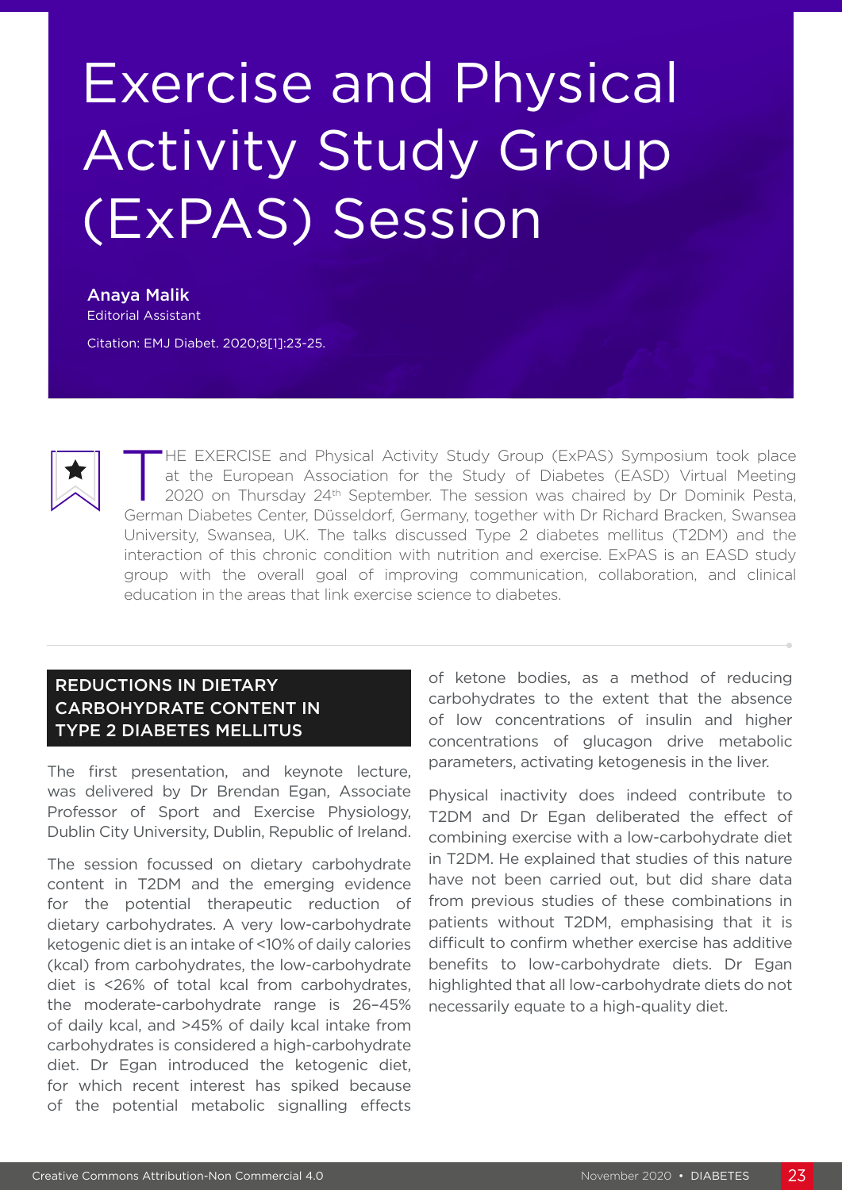# Exercise and Physical Activity Study Group (ExPAS) Session

**Anaya Malik**
Editorial Assistant

Citation: EMJ Diabet. 2020;8[1]:23-25.

THE EXERCISE and Physical Activity Study Group (ExPAS) Symposium took place at the European Association for the Study of Diabetes (EASD) Virtual Meeting 2020 on Thursday 24th September. The session was chaired by Dr Dominik Pesta, German Diabetes Center, Düsseldorf, Germany, together with Dr Richard Bracken, Swansea University, Swansea, UK. The talks discussed Type 2 diabetes mellitus (T2DM) and the interaction of this chronic condition with nutrition and exercise. ExPAS is an EASD study group with the overall goal of improving communication, collaboration, and clinical education in the areas that link exercise science to diabetes.

## REDUCTIONS IN DIETARY CARBOHYDRATE CONTENT IN TYPE 2 DIABETES MELLITUS

The first presentation, and keynote lecture, was delivered by Dr Brendan Egan, Associate Professor of Sport and Exercise Physiology, Dublin City University, Dublin, Republic of Ireland.

The session focussed on dietary carbohydrate content in T2DM and the emerging evidence for the potential therapeutic reduction of dietary carbohydrates. A very low-carbohydrate ketogenic diet is an intake of <10% of daily calories (kcal) from carbohydrates, the low-carbohydrate diet is <26% of total kcal from carbohydrates, the moderate-carbohydrate range is 26–45% of daily kcal, and >45% of daily kcal intake from carbohydrates is considered a high-carbohydrate diet. Dr Egan introduced the ketogenic diet, for which recent interest has spiked because of the potential metabolic signalling effects of ketone bodies, as a method of reducing carbohydrates to the extent that the absence of low concentrations of insulin and higher concentrations of glucagon drive metabolic parameters, activating ketogenesis in the liver.

Physical inactivity does indeed contribute to T2DM and Dr Egan deliberated the effect of combining exercise with a low-carbohydrate diet in T2DM. He explained that studies of this nature have not been carried out, but did share data from previous studies of these combinations in patients without T2DM, emphasising that it is difficult to confirm whether exercise has additive benefits to low-carbohydrate diets. Dr Egan highlighted that all low-carbohydrate diets do not necessarily equate to a high-quality diet.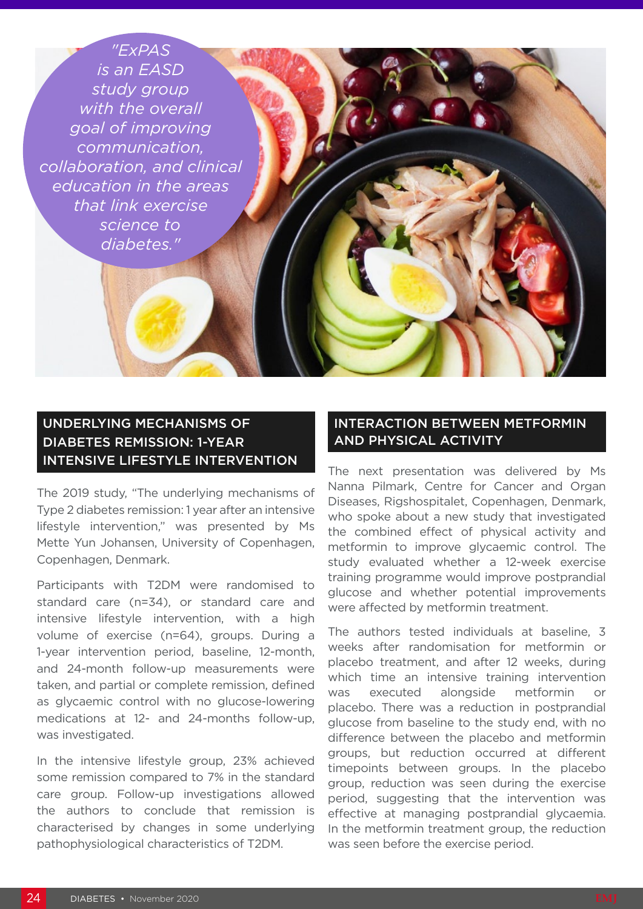*"ExPAS is an EASD study group with the overall goal of improving communication, collaboration, and clinical education in the areas that link exercise science to diabetes."*

## UNDERLYING MECHANISMS OF DIABETES REMISSION: 1-YEAR INTENSIVE LIFESTYLE INTERVENTION

The 2019 study, "The underlying mechanisms of Type 2 diabetes remission: 1 year after an intensive lifestyle intervention," was presented by Ms Mette Yun Johansen, University of Copenhagen, Copenhagen, Denmark.

Participants with T2DM were randomised to standard care (n=34), or standard care and intensive lifestyle intervention, with a high volume of exercise (n=64), groups. During a 1-year intervention period, baseline, 12-month, and 24-month follow-up measurements were taken, and partial or complete remission, defined as glycaemic control with no glucose-lowering medications at 12- and 24-months follow-up, was investigated.

In the intensive lifestyle group, 23% achieved some remission compared to 7% in the standard care group. Follow-up investigations allowed the authors to conclude that remission is characterised by changes in some underlying pathophysiological characteristics of T2DM.

## INTERACTION BETWEEN METFORMIN AND PHYSICAL ACTIVITY

The next presentation was delivered by Ms Nanna Pilmark, Centre for Cancer and Organ Diseases, Rigshospitalet, Copenhagen, Denmark, who spoke about a new study that investigated the combined effect of physical activity and metformin to improve glycaemic control. The study evaluated whether a 12-week exercise training programme would improve postprandial glucose and whether potential improvements were affected by metformin treatment.

The authors tested individuals at baseline, 3 weeks after randomisation for metformin or placebo treatment, and after 12 weeks, during which time an intensive training intervention was executed alongside metformin or placebo. There was a reduction in postprandial glucose from baseline to the study end, with no difference between the placebo and metformin groups, but reduction occurred at different timepoints between groups. In the placebo group, reduction was seen during the exercise period, suggesting that the intervention was effective at managing postprandial glycaemia. In the metformin treatment group, the reduction was seen before the exercise period.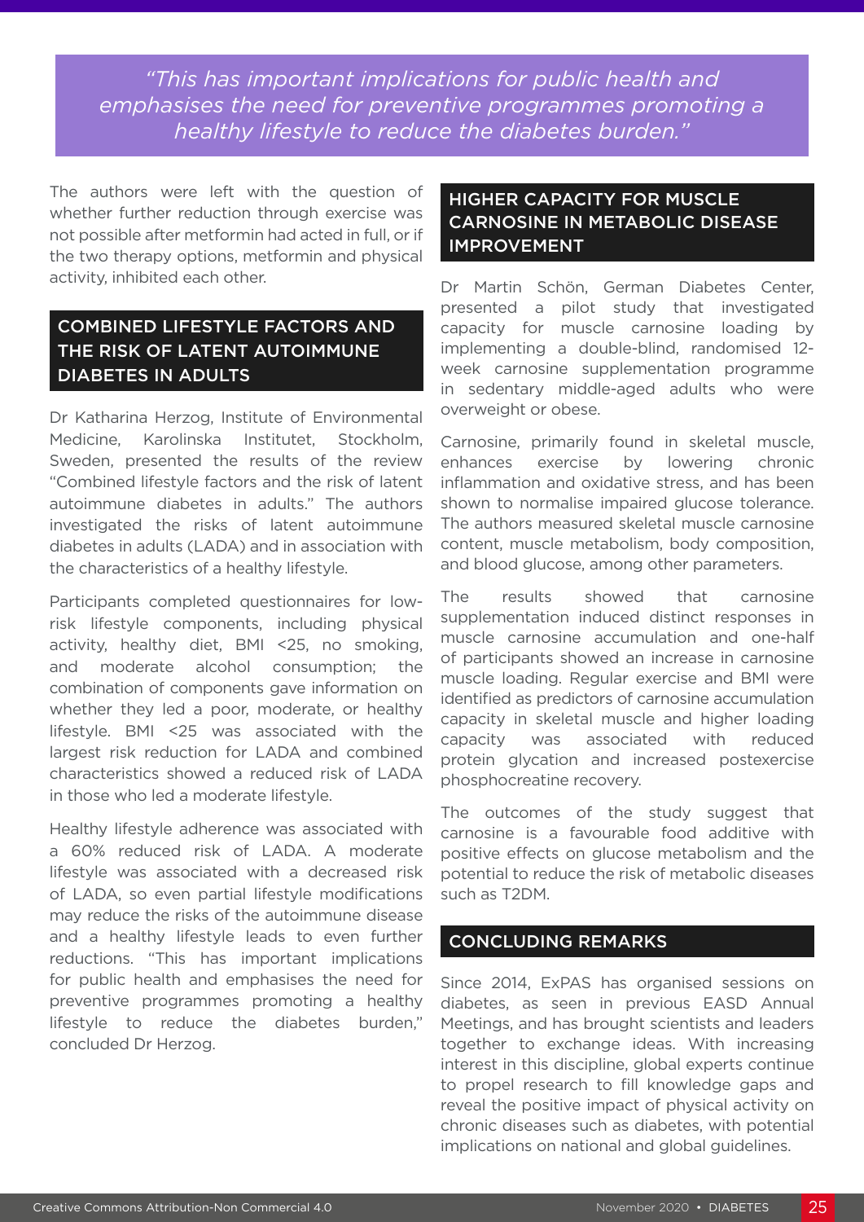> *"This has important implications for public health and emphasises the need for preventive programmes promoting a healthy lifestyle to reduce the diabetes burden."*

The authors were left with the question of whether further reduction through exercise was not possible after metformin had acted in full, or if the two therapy options, metformin and physical activity, inhibited each other.

## COMBINED LIFESTYLE FACTORS AND THE RISK OF LATENT AUTOIMMUNE DIABETES IN ADULTS

Dr Katharina Herzog, Institute of Environmental Medicine, Karolinska Institutet, Stockholm, Sweden, presented the results of the review "Combined lifestyle factors and the risk of latent autoimmune diabetes in adults." The authors investigated the risks of latent autoimmune diabetes in adults (LADA) and in association with the characteristics of a healthy lifestyle.

Participants completed questionnaires for low-risk lifestyle components, including physical activity, healthy diet, BMI <25, no smoking, and moderate alcohol consumption; the combination of components gave information on whether they led a poor, moderate, or healthy lifestyle. BMI <25 was associated with the largest risk reduction for LADA and combined characteristics showed a reduced risk of LADA in those who led a moderate lifestyle.

Healthy lifestyle adherence was associated with a 60% reduced risk of LADA. A moderate lifestyle was associated with a decreased risk of LADA, so even partial lifestyle modifications may reduce the risks of the autoimmune disease and a healthy lifestyle leads to even further reductions. "This has important implications for public health and emphasises the need for preventive programmes promoting a healthy lifestyle to reduce the diabetes burden," concluded Dr Herzog.

## HIGHER CAPACITY FOR MUSCLE CARNOSINE IN METABOLIC DISEASE IMPROVEMENT

Dr Martin Schön, German Diabetes Center, presented a pilot study that investigated capacity for muscle carnosine loading by implementing a double-blind, randomised 12-week carnosine supplementation programme in sedentary middle-aged adults who were overweight or obese.

Carnosine, primarily found in skeletal muscle, enhances exercise by lowering chronic inflammation and oxidative stress, and has been shown to normalise impaired glucose tolerance. The authors measured skeletal muscle carnosine content, muscle metabolism, body composition, and blood glucose, among other parameters.

The results showed that carnosine supplementation induced distinct responses in muscle carnosine accumulation and one-half of participants showed an increase in carnosine muscle loading. Regular exercise and BMI were identified as predictors of carnosine accumulation capacity in skeletal muscle and higher loading capacity was associated with reduced protein glycation and increased postexercise phosphocreatine recovery.

The outcomes of the study suggest that carnosine is a favourable food additive with positive effects on glucose metabolism and the potential to reduce the risk of metabolic diseases such as T2DM.

## CONCLUDING REMARKS

Since 2014, ExPAS has organised sessions on diabetes, as seen in previous EASD Annual Meetings, and has brought scientists and leaders together to exchange ideas. With increasing interest in this discipline, global experts continue to propel research to fill knowledge gaps and reveal the positive impact of physical activity on chronic diseases such as diabetes, with potential implications on national and global guidelines.